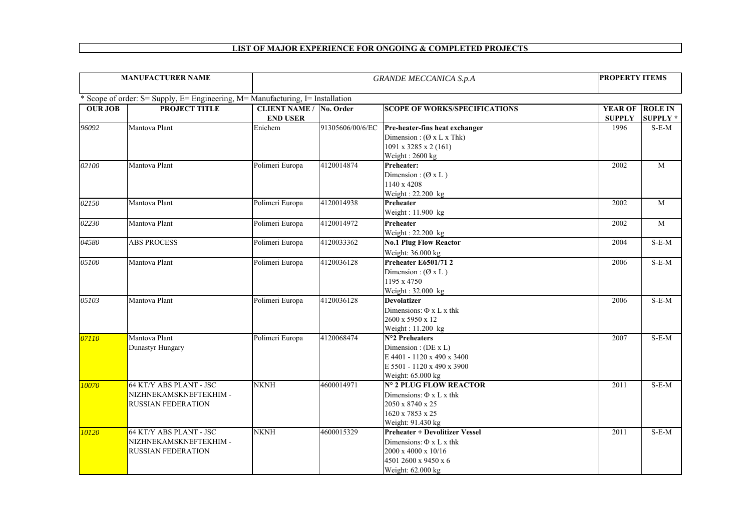# LIST OF MAJOR EXPERIENCE FOR ONGOING & COMPLETED PROJECTS

| MANUFACTURER NAME | | *GRANDE MECCANICA S.p.A* | | | PROPERTY ITEMS | |
|---|---|---|---|---|---|---|

* Scope of order: S= Supply, E= Engineering, M= Manufacturing, I= Installation

| OUR JOB | PROJECT TITLE | CLIENT NAME / END USER | No. Order | SCOPE OF WORKS/SPECIFICATIONS | YEAR OF SUPPLY | ROLE IN SUPPLY * |
|---|---|---|---|---|---|---|
| *96092* | Mantova Plant | Enichem | 91305606/00/6/EC | **Pre-heater-fins heat exchanger**<br>Dimension : (Ø x L x Thk)<br>1091 x 3285 x 2 (161)<br>Weight : 2600 kg | 1996 | S-E-M |
| *02100* | Mantova Plant | Polimeri Europa | 4120014874 | **Preheater:**<br>Dimension : (Ø x L )<br>1140 x 4208<br>Weight : 22.200 kg | 2002 | M |
| *02150* | Mantova Plant | Polimeri Europa | 4120014938 | **Preheater**<br>Weight : 11.900 kg | 2002 | M |
| *02230* | Mantova Plant | Polimeri Europa | 4120014972 | **Preheater**<br>Weight : 22.200 kg | 2002 | M |
| *04580* | ABS PROCESS | Polimeri Europa | 4120033362 | **No.1 Plug Flow Reactor**<br>Weight: 36.000 kg | 2004 | S-E-M |
| *05100* | Mantova Plant | Polimeri Europa | 4120036128 | **Preheater E6501/71 2**<br>Dimension : (Ø x L )<br>1195 x 4750<br>Weight : 32.000 kg | 2006 | S-E-M |
| *05103* | Mantova Plant | Polimeri Europa | 4120036128 | **Devolatizer**<br>Dimensions: Φ x L x thk<br>2600 x 5950 x 12<br>Weight : 11.200 kg | 2006 | S-E-M |
| *07110* | Mantova Plant<br>Dunastyr Hungary | Polimeri Europa | 4120068474 | **N°2 Preheaters**<br>Dimension : (DE x L)<br>E 4401 - 1120 x 490 x 3400<br>E 5501 - 1120 x 490 x 3900<br>Weight: 65.000 kg | 2007 | S-E-M |
| *10070* | 64 KT/Y ABS PLANT - JSC NIZHNEKAMSKNEFTEKHIM - RUSSIAN FEDERATION | NKNH | 4600014971 | **N° 2 PLUG FLOW REACTOR**<br>Dimensions: Φ x L x thk<br>2050 x 8740 x 25<br>1620 x 7853 x 25<br>Weight: 91.430 kg | 2011 | S-E-M |
| *10120* | 64 KT/Y ABS PLANT - JSC NIZHNEKAMSKNEFTEKHIM - RUSSIAN FEDERATION | NKNH | 4600015329 | **Preheater + Devolitizer Vessel**<br>Dimensions: Φ x L x thk<br>2000 x 4000 x 10/16<br>4501 2600 x 9450 x 6<br>Weight: 62.000 kg | 2011 | S-E-M |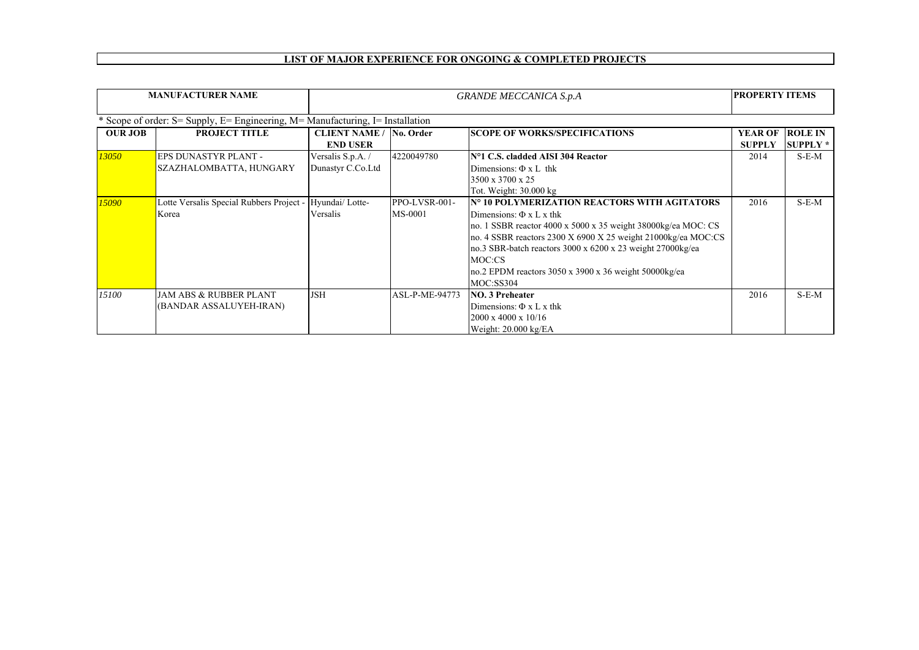# LIST OF MAJOR EXPERIENCE FOR ONGOING & COMPLETED PROJECTS

| MANUFACTURER NAME | *GRANDE MECCANICA S.p.A* | PROPERTY ITEMS |
|---|---|---|

\* Scope of order: S= Supply, E= Engineering, M= Manufacturing, I= Installation

| OUR JOB | PROJECT TITLE | CLIENT NAME / END USER | No. Order | SCOPE OF WORKS/SPECIFICATIONS | YEAR OF SUPPLY | ROLE IN SUPPLY * |
|---|---|---|---|---|---|---|
| *13050* | EPS DUNASTYR PLANT - SZAZHALOMBATTA, HUNGARY | Versalis S.p.A. / Dunastyr C.Co.Ltd | 4220049780 | **N°1 C.S. cladded AISI 304 Reactor**<br>Dimensions: Φ x L thk<br>3500 x 3700 x 25<br>Tot. Weight: 30.000 kg | 2014 | S-E-M |
| *15090* | Lotte Versalis Special Rubbers Project - Korea | Hyundai/ Lotte-Versalis | PPO-LVSR-001-MS-0001 | **N° 10 POLYMERIZATION REACTORS WITH AGITATORS**<br>Dimensions: Φ x L x thk<br>no. 1 SSBR reactor 4000 x 5000 x 35 weight 38000kg/ea MOC: CS<br>no. 4 SSBR reactors 2300 X 6900 X 25 weight 21000kg/ea MOC:CS<br>no.3 SBR-batch reactors 3000 x 6200 x 23 weight 27000kg/ea MOC:CS<br>no.2 EPDM reactors 3050 x 3900 x 36 weight 50000kg/ea MOC:SS304 | 2016 | S-E-M |
| *15100* | JAM ABS & RUBBER PLANT (BANDAR ASSALUYEH-IRAN) | JSH | ASL-P-ME-94773 | **NO. 3 Preheater**<br>Dimensions: Φ x L x thk<br>2000 x 4000 x 10/16<br>Weight: 20.000 kg/EA | 2016 | S-E-M |